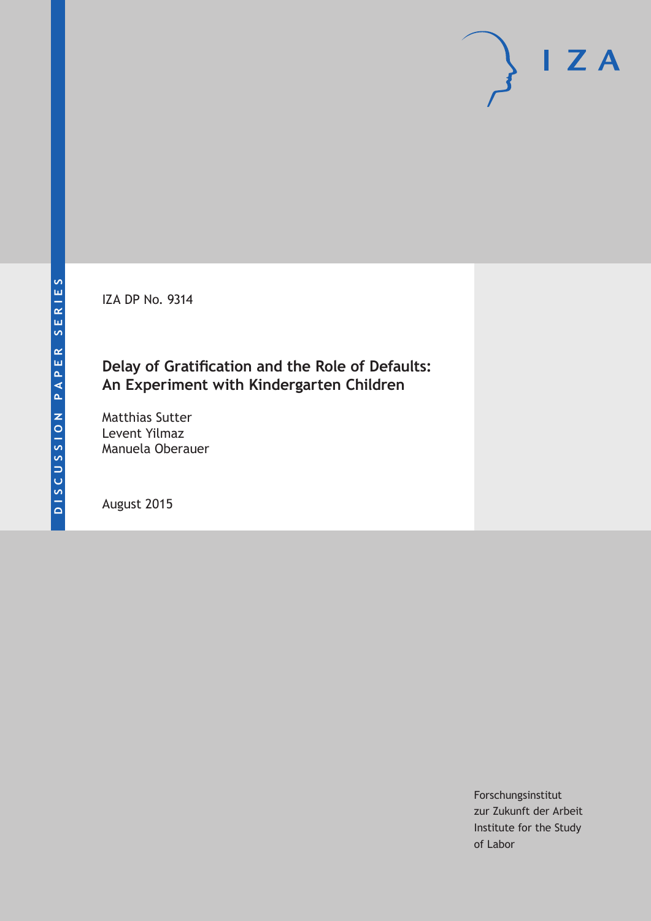DISCUSSION PAPER SERIES

IZA

IZA DP No. 9314

# Delay of Gratification and the Role of Defaults: An Experiment with Kindergarten Children

Matthias Sutter
Levent Yilmaz
Manuela Oberauer

August 2015

Forschungsinstitut
zur Zukunft der Arbeit
Institute for the Study
of Labor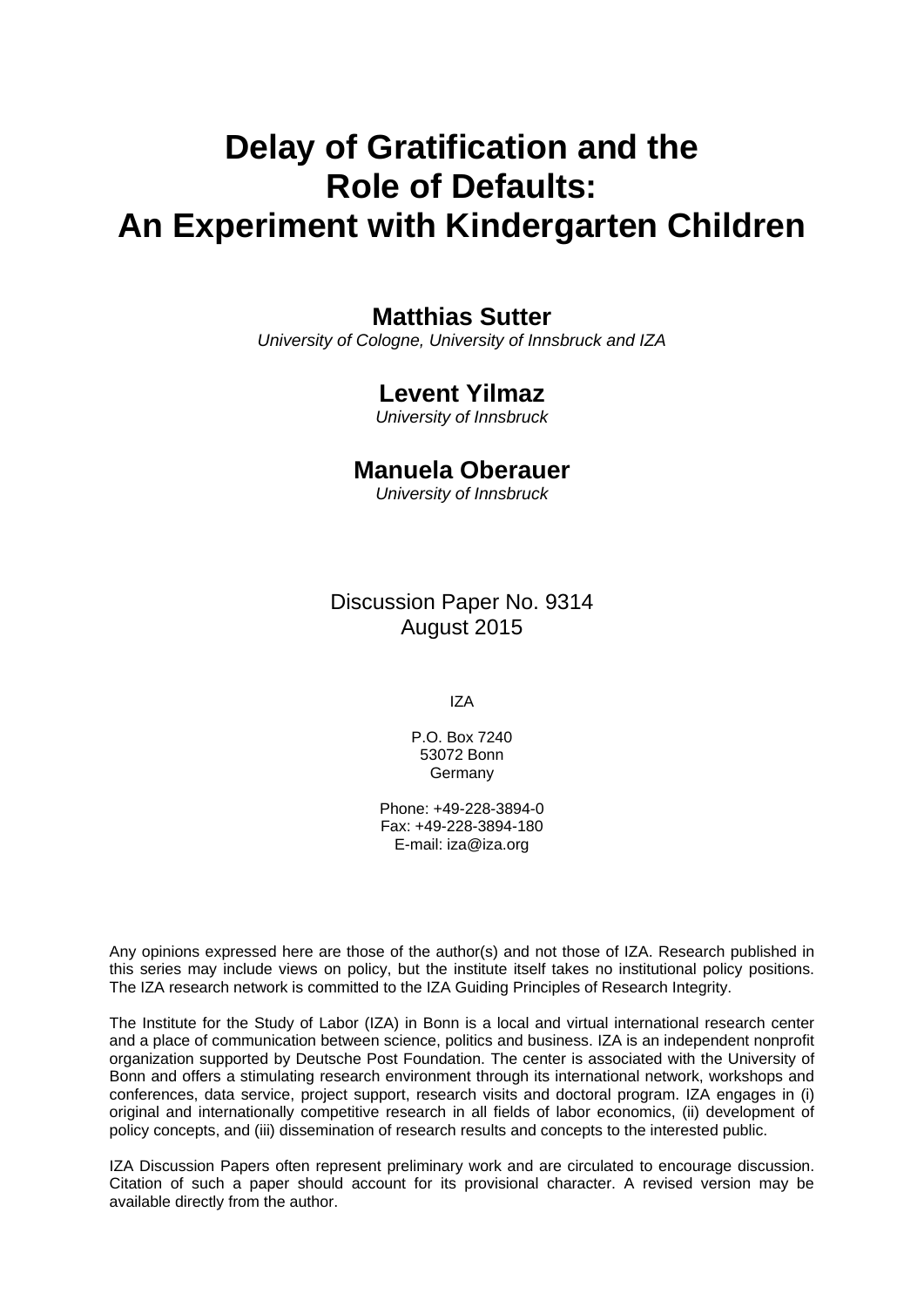# Delay of Gratification and the Role of Defaults: An Experiment with Kindergarten Children

**Matthias Sutter**
*University of Cologne, University of Innsbruck and IZA*

**Levent Yilmaz**
*University of Innsbruck*

**Manuela Oberauer**
*University of Innsbruck*

Discussion Paper No. 9314
August 2015

IZA

P.O. Box 7240
53072 Bonn
Germany

Phone: +49-228-3894-0
Fax: +49-228-3894-180
E-mail: iza@iza.org

Any opinions expressed here are those of the author(s) and not those of IZA. Research published in this series may include views on policy, but the institute itself takes no institutional policy positions. The IZA research network is committed to the IZA Guiding Principles of Research Integrity.

The Institute for the Study of Labor (IZA) in Bonn is a local and virtual international research center and a place of communication between science, politics and business. IZA is an independent nonprofit organization supported by Deutsche Post Foundation. The center is associated with the University of Bonn and offers a stimulating research environment through its international network, workshops and conferences, data service, project support, research visits and doctoral program. IZA engages in (i) original and internationally competitive research in all fields of labor economics, (ii) development of policy concepts, and (iii) dissemination of research results and concepts to the interested public.

IZA Discussion Papers often represent preliminary work and are circulated to encourage discussion. Citation of such a paper should account for its provisional character. A revised version may be available directly from the author.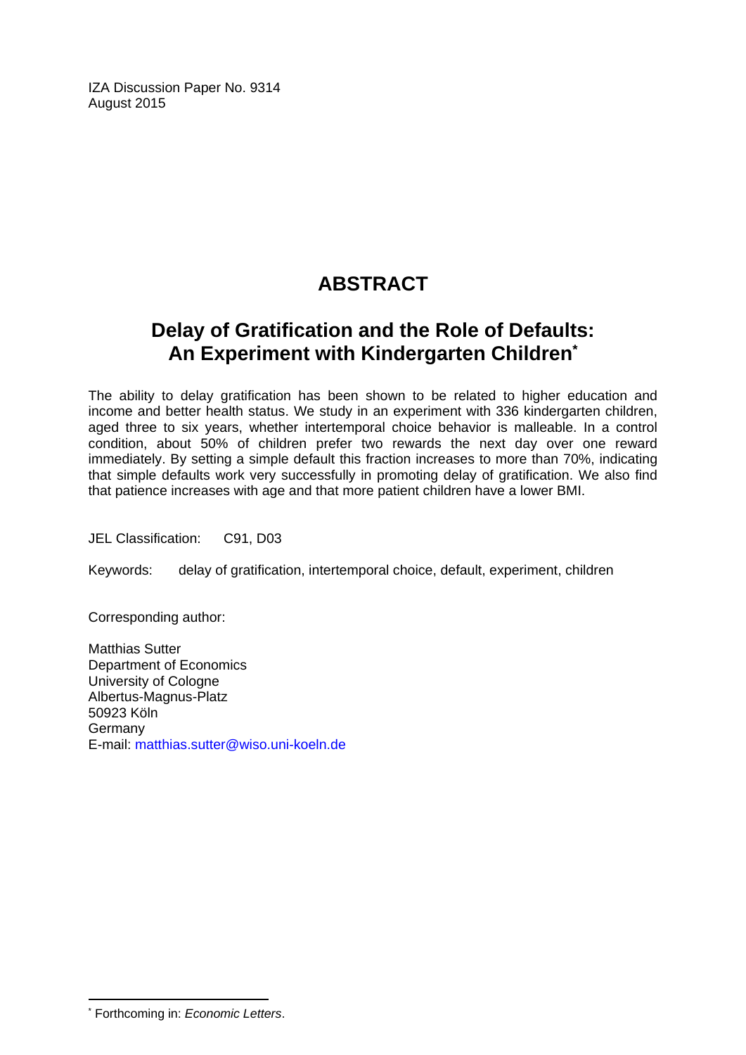IZA Discussion Paper No. 9314
August 2015

# ABSTRACT

## Delay of Gratification and the Role of Defaults: An Experiment with Kindergarten Children*

The ability to delay gratification has been shown to be related to higher education and income and better health status. We study in an experiment with 336 kindergarten children, aged three to six years, whether intertemporal choice behavior is malleable. In a control condition, about 50% of children prefer two rewards the next day over one reward immediately. By setting a simple default this fraction increases to more than 70%, indicating that simple defaults work very successfully in promoting delay of gratification. We also find that patience increases with age and that more patient children have a lower BMI.

JEL Classification: C91, D03

Keywords: delay of gratification, intertemporal choice, default, experiment, children

Corresponding author:

Matthias Sutter
Department of Economics
University of Cologne
Albertus-Magnus-Platz
50923 Köln
Germany
E-mail: matthias.sutter@wiso.uni-koeln.de

* Forthcoming in: *Economic Letters*.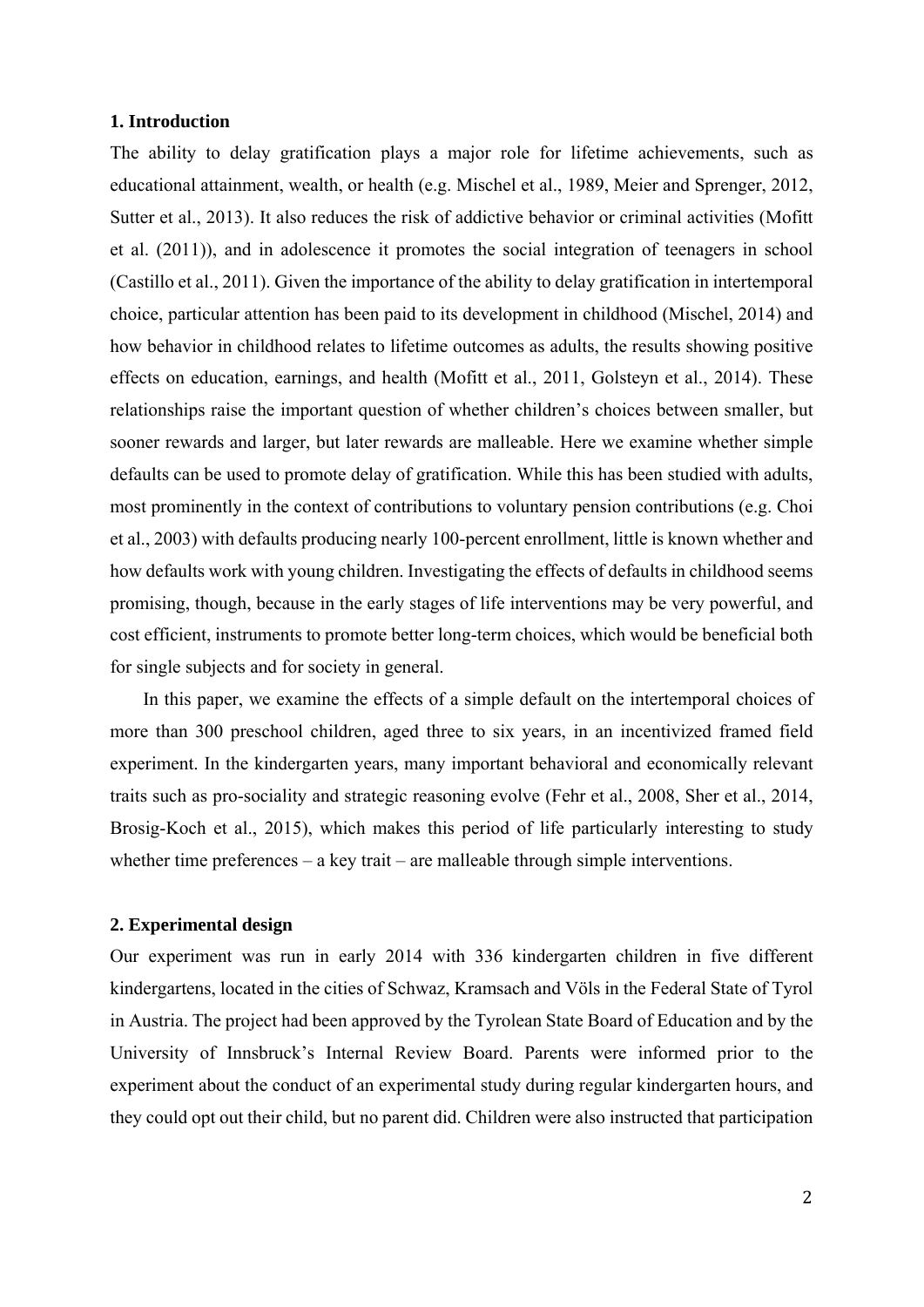## 1. Introduction

The ability to delay gratification plays a major role for lifetime achievements, such as educational attainment, wealth, or health (e.g. Mischel et al., 1989, Meier and Sprenger, 2012, Sutter et al., 2013). It also reduces the risk of addictive behavior or criminal activities (Mofitt et al. (2011)), and in adolescence it promotes the social integration of teenagers in school (Castillo et al., 2011). Given the importance of the ability to delay gratification in intertemporal choice, particular attention has been paid to its development in childhood (Mischel, 2014) and how behavior in childhood relates to lifetime outcomes as adults, the results showing positive effects on education, earnings, and health (Mofitt et al., 2011, Golsteyn et al., 2014). These relationships raise the important question of whether children's choices between smaller, but sooner rewards and larger, but later rewards are malleable. Here we examine whether simple defaults can be used to promote delay of gratification. While this has been studied with adults, most prominently in the context of contributions to voluntary pension contributions (e.g. Choi et al., 2003) with defaults producing nearly 100-percent enrollment, little is known whether and how defaults work with young children. Investigating the effects of defaults in childhood seems promising, though, because in the early stages of life interventions may be very powerful, and cost efficient, instruments to promote better long-term choices, which would be beneficial both for single subjects and for society in general.

In this paper, we examine the effects of a simple default on the intertemporal choices of more than 300 preschool children, aged three to six years, in an incentivized framed field experiment. In the kindergarten years, many important behavioral and economically relevant traits such as pro-sociality and strategic reasoning evolve (Fehr et al., 2008, Sher et al., 2014, Brosig-Koch et al., 2015), which makes this period of life particularly interesting to study whether time preferences – a key trait – are malleable through simple interventions.

## 2. Experimental design

Our experiment was run in early 2014 with 336 kindergarten children in five different kindergartens, located in the cities of Schwaz, Kramsach and Völs in the Federal State of Tyrol in Austria. The project had been approved by the Tyrolean State Board of Education and by the University of Innsbruck's Internal Review Board. Parents were informed prior to the experiment about the conduct of an experimental study during regular kindergarten hours, and they could opt out their child, but no parent did. Children were also instructed that participation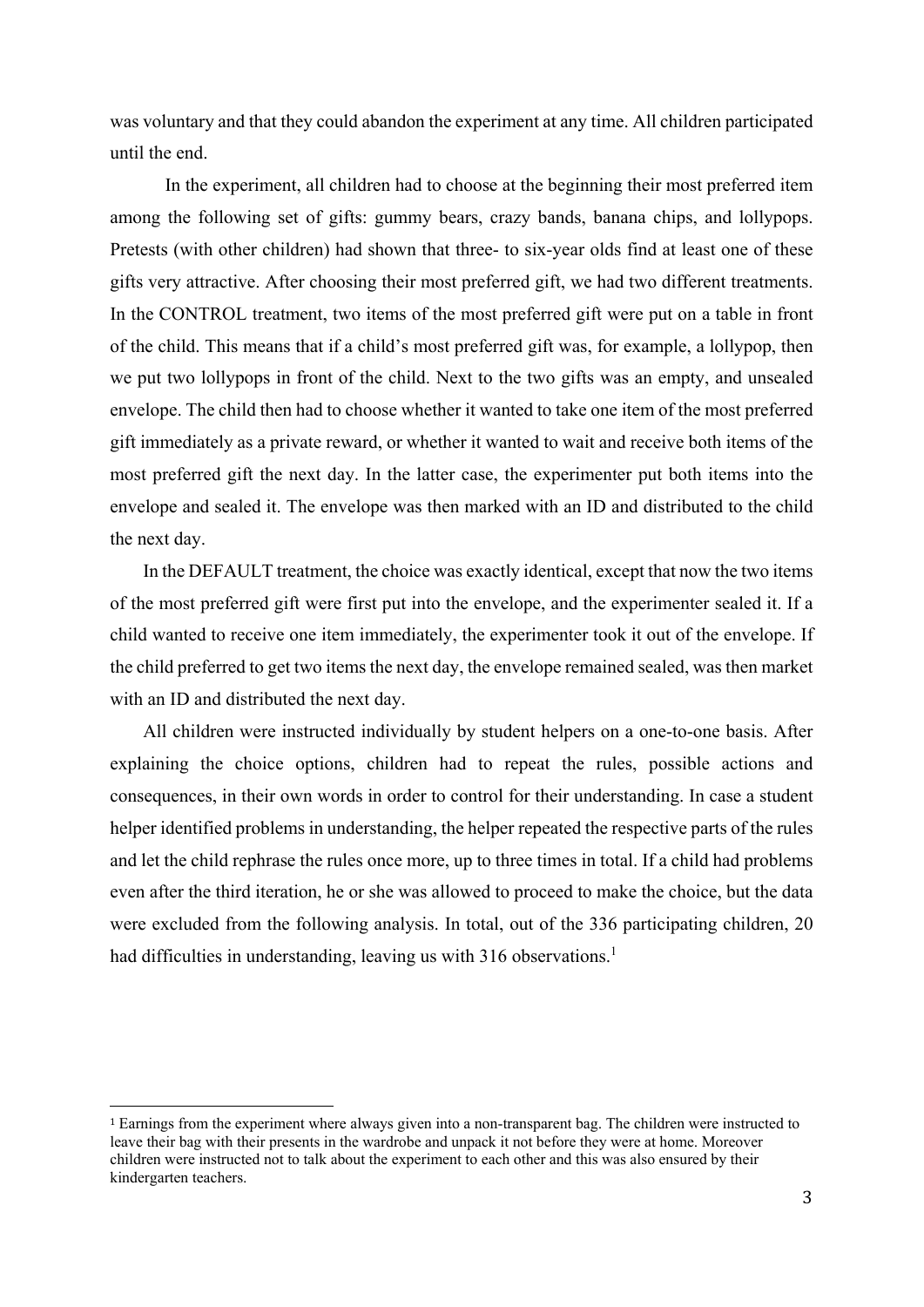was voluntary and that they could abandon the experiment at any time. All children participated until the end.

In the experiment, all children had to choose at the beginning their most preferred item among the following set of gifts: gummy bears, crazy bands, banana chips, and lollypops. Pretests (with other children) had shown that three- to six-year olds find at least one of these gifts very attractive. After choosing their most preferred gift, we had two different treatments. In the CONTROL treatment, two items of the most preferred gift were put on a table in front of the child. This means that if a child's most preferred gift was, for example, a lollypop, then we put two lollypops in front of the child. Next to the two gifts was an empty, and unsealed envelope. The child then had to choose whether it wanted to take one item of the most preferred gift immediately as a private reward, or whether it wanted to wait and receive both items of the most preferred gift the next day. In the latter case, the experimenter put both items into the envelope and sealed it. The envelope was then marked with an ID and distributed to the child the next day.

In the DEFAULT treatment, the choice was exactly identical, except that now the two items of the most preferred gift were first put into the envelope, and the experimenter sealed it. If a child wanted to receive one item immediately, the experimenter took it out of the envelope. If the child preferred to get two items the next day, the envelope remained sealed, was then market with an ID and distributed the next day.

All children were instructed individually by student helpers on a one-to-one basis. After explaining the choice options, children had to repeat the rules, possible actions and consequences, in their own words in order to control for their understanding. In case a student helper identified problems in understanding, the helper repeated the respective parts of the rules and let the child rephrase the rules once more, up to three times in total. If a child had problems even after the third iteration, he or she was allowed to proceed to make the choice, but the data were excluded from the following analysis. In total, out of the 336 participating children, 20 had difficulties in understanding, leaving us with 316 observations.[1]

[1] Earnings from the experiment where always given into a non-transparent bag. The children were instructed to leave their bag with their presents in the wardrobe and unpack it not before they were at home. Moreover children were instructed not to talk about the experiment to each other and this was also ensured by their kindergarten teachers.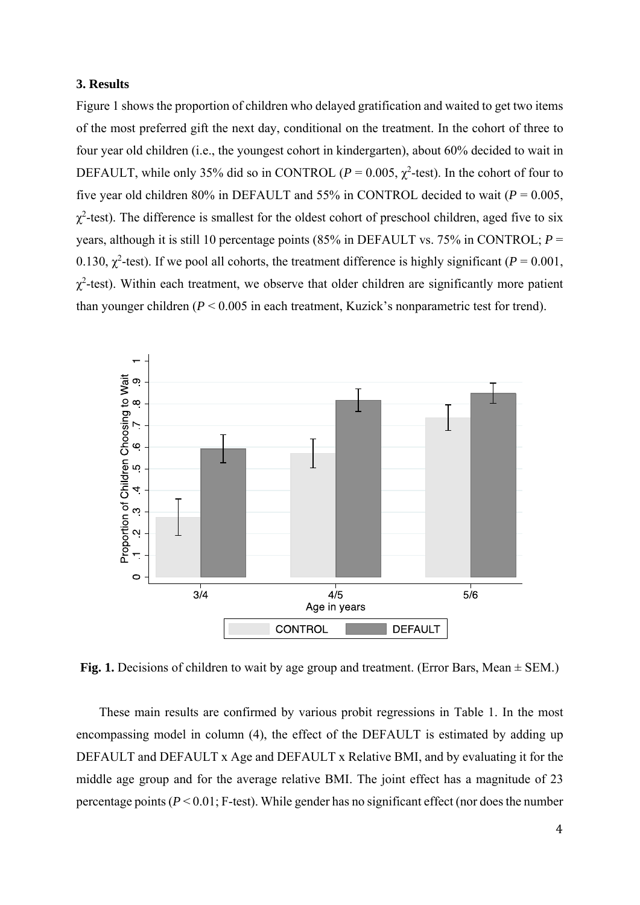### 3. Results

Figure 1 shows the proportion of children who delayed gratification and waited to get two items of the most preferred gift the next day, conditional on the treatment. In the cohort of three to four year old children (i.e., the youngest cohort in kindergarten), about 60% decided to wait in DEFAULT, while only 35% did so in CONTROL ($P = 0.005$, $\chi^2$-test). In the cohort of four to five year old children 80% in DEFAULT and 55% in CONTROL decided to wait ($P = 0.005$, $\chi^2$-test). The difference is smallest for the oldest cohort of preschool children, aged five to six years, although it is still 10 percentage points (85% in DEFAULT vs. 75% in CONTROL; $P = 0.130$, $\chi^2$-test). If we pool all cohorts, the treatment difference is highly significant ($P = 0.001$, $\chi^2$-test). Within each treatment, we observe that older children are significantly more patient than younger children ($P < 0.005$ in each treatment, Kuzick's nonparametric test for trend).

**Fig. 1.** Decisions of children to wait by age group and treatment. (Error Bars, Mean ± SEM.)

These main results are confirmed by various probit regressions in Table 1. In the most encompassing model in column (4), the effect of the DEFAULT is estimated by adding up DEFAULT and DEFAULT x Age and DEFAULT x Relative BMI, and by evaluating it for the middle age group and for the average relative BMI. The joint effect has a magnitude of 23 percentage points ($P < 0.01$; F-test). While gender has no significant effect (nor does the number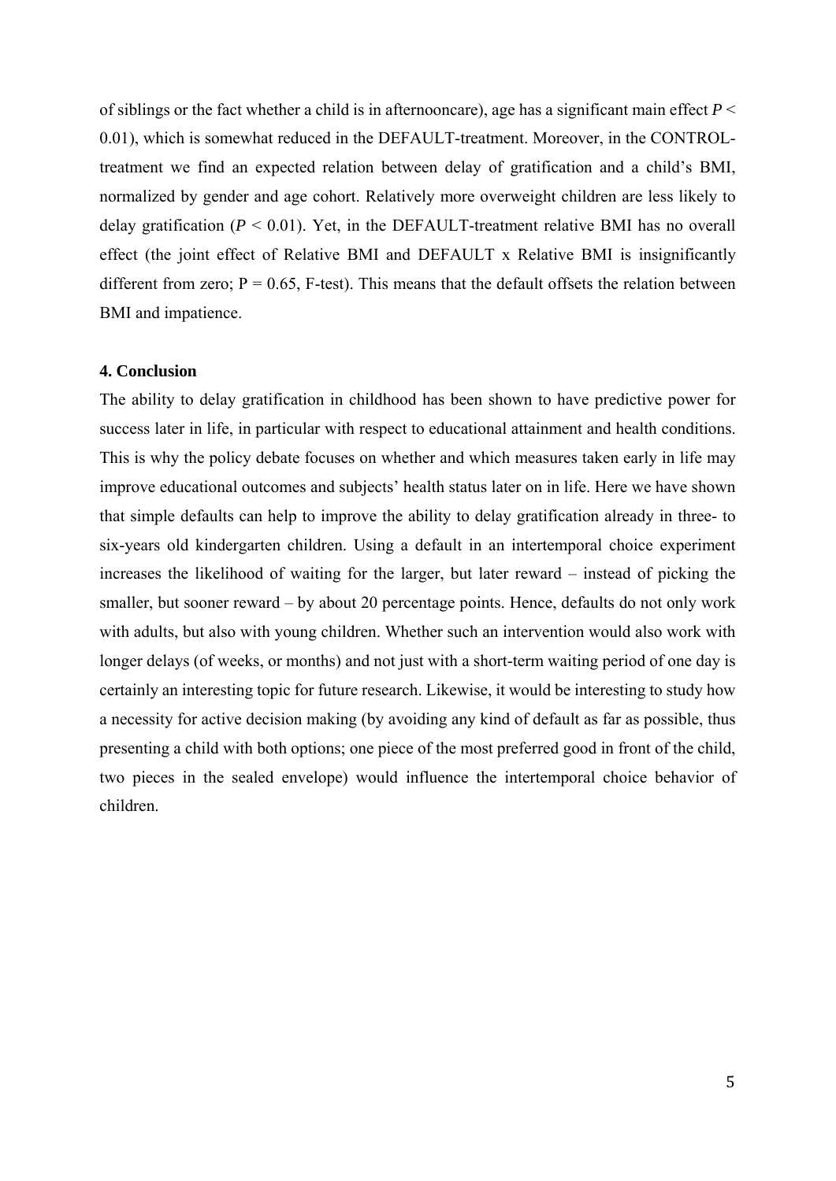of siblings or the fact whether a child is in afternooncare), age has a significant main effect $P < 0.01$), which is somewhat reduced in the DEFAULT-treatment. Moreover, in the CONTROL-treatment we find an expected relation between delay of gratification and a child's BMI, normalized by gender and age cohort. Relatively more overweight children are less likely to delay gratification ($P < 0.01$). Yet, in the DEFAULT-treatment relative BMI has no overall effect (the joint effect of Relative BMI and DEFAULT x Relative BMI is insignificantly different from zero; $P = 0.65$, F-test). This means that the default offsets the relation between BMI and impatience.

## 4. Conclusion

The ability to delay gratification in childhood has been shown to have predictive power for success later in life, in particular with respect to educational attainment and health conditions. This is why the policy debate focuses on whether and which measures taken early in life may improve educational outcomes and subjects' health status later on in life. Here we have shown that simple defaults can help to improve the ability to delay gratification already in three- to six-years old kindergarten children. Using a default in an intertemporal choice experiment increases the likelihood of waiting for the larger, but later reward – instead of picking the smaller, but sooner reward – by about 20 percentage points. Hence, defaults do not only work with adults, but also with young children. Whether such an intervention would also work with longer delays (of weeks, or months) and not just with a short-term waiting period of one day is certainly an interesting topic for future research. Likewise, it would be interesting to study how a necessity for active decision making (by avoiding any kind of default as far as possible, thus presenting a child with both options; one piece of the most preferred good in front of the child, two pieces in the sealed envelope) would influence the intertemporal choice behavior of children.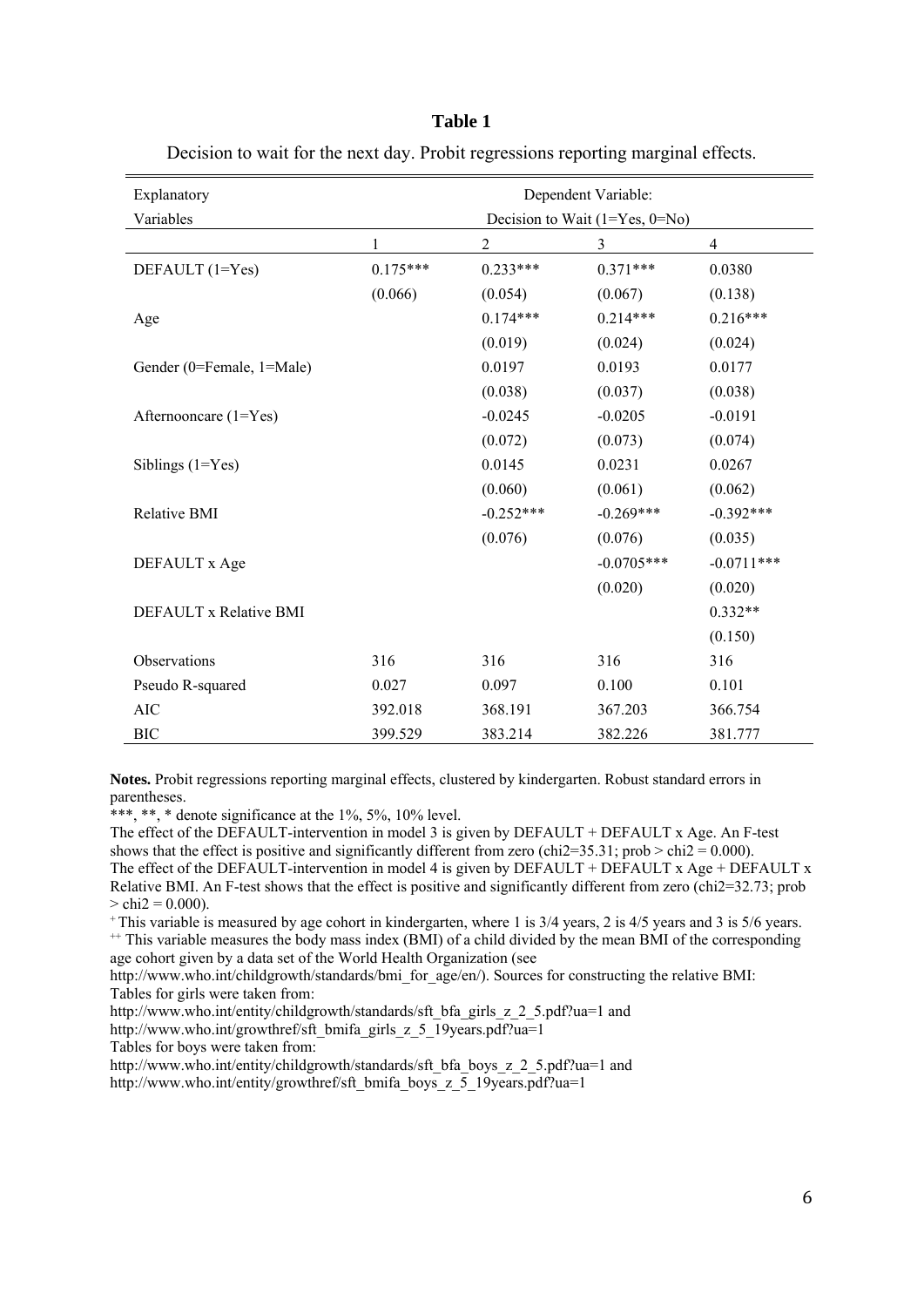**Table 1**

Decision to wait for the next day. Probit regressions reporting marginal effects.

| Explanatory Variables | Dependent Variable: Decision to Wait (1=Yes, 0=No) | | | |
|---|---|---|---|---|
| | 1 | 2 | 3 | 4 |
| DEFAULT (1=Yes) | 0.175*** | 0.233*** | 0.371*** | 0.0380 |
| | (0.066) | (0.054) | (0.067) | (0.138) |
| Age | | 0.174*** | 0.214*** | 0.216*** |
| | | (0.019) | (0.024) | (0.024) |
| Gender (0=Female, 1=Male) | | 0.0197 | 0.0193 | 0.0177 |
| | | (0.038) | (0.037) | (0.038) |
| Afternooncare (1=Yes) | | -0.0245 | -0.0205 | -0.0191 |
| | | (0.072) | (0.073) | (0.074) |
| Siblings (1=Yes) | | 0.0145 | 0.0231 | 0.0267 |
| | | (0.060) | (0.061) | (0.062) |
| Relative BMI | | -0.252*** | -0.269*** | -0.392*** |
| | | (0.076) | (0.076) | (0.035) |
| DEFAULT x Age | | | -0.0705*** | -0.0711*** |
| | | | (0.020) | (0.020) |
| DEFAULT x Relative BMI | | | | 0.332** |
| | | | | (0.150) |
| Observations | 316 | 316 | 316 | 316 |
| Pseudo R-squared | 0.027 | 0.097 | 0.100 | 0.101 |
| AIC | 392.018 | 368.191 | 367.203 | 366.754 |
| BIC | 399.529 | 383.214 | 382.226 | 381.777 |

**Notes.** Probit regressions reporting marginal effects, clustered by kindergarten. Robust standard errors in parentheses.

***, **, * denote significance at the 1%, 5%, 10% level.

The effect of the DEFAULT-intervention in model 3 is given by DEFAULT + DEFAULT x Age. An F-test shows that the effect is positive and significantly different from zero (chi2=35.31; prob > chi2 = 0.000).

The effect of the DEFAULT-intervention in model 4 is given by DEFAULT + DEFAULT x Age + DEFAULT x Relative BMI. An F-test shows that the effect is positive and significantly different from zero (chi2=32.73; prob > chi2 = 0.000).

[+] This variable is measured by age cohort in kindergarten, where 1 is 3/4 years, 2 is 4/5 years and 3 is 5/6 years.

[++] This variable measures the body mass index (BMI) of a child divided by the mean BMI of the corresponding age cohort given by a data set of the World Health Organization (see http://www.who.int/childgrowth/standards/bmi_for_age/en/). Sources for constructing the relative BMI:

Tables for girls were taken from:

http://www.who.int/entity/childgrowth/standards/sft_bfa_girls_z_2_5.pdf?ua=1 and

http://www.who.int/growthref/sft_bmifa_girls_z_5_19years.pdf?ua=1

Tables for boys were taken from:

http://www.who.int/entity/childgrowth/standards/sft_bfa_boys_z_2_5.pdf?ua=1 and

http://www.who.int/entity/growthref/sft_bmifa_boys_z_5_19years.pdf?ua=1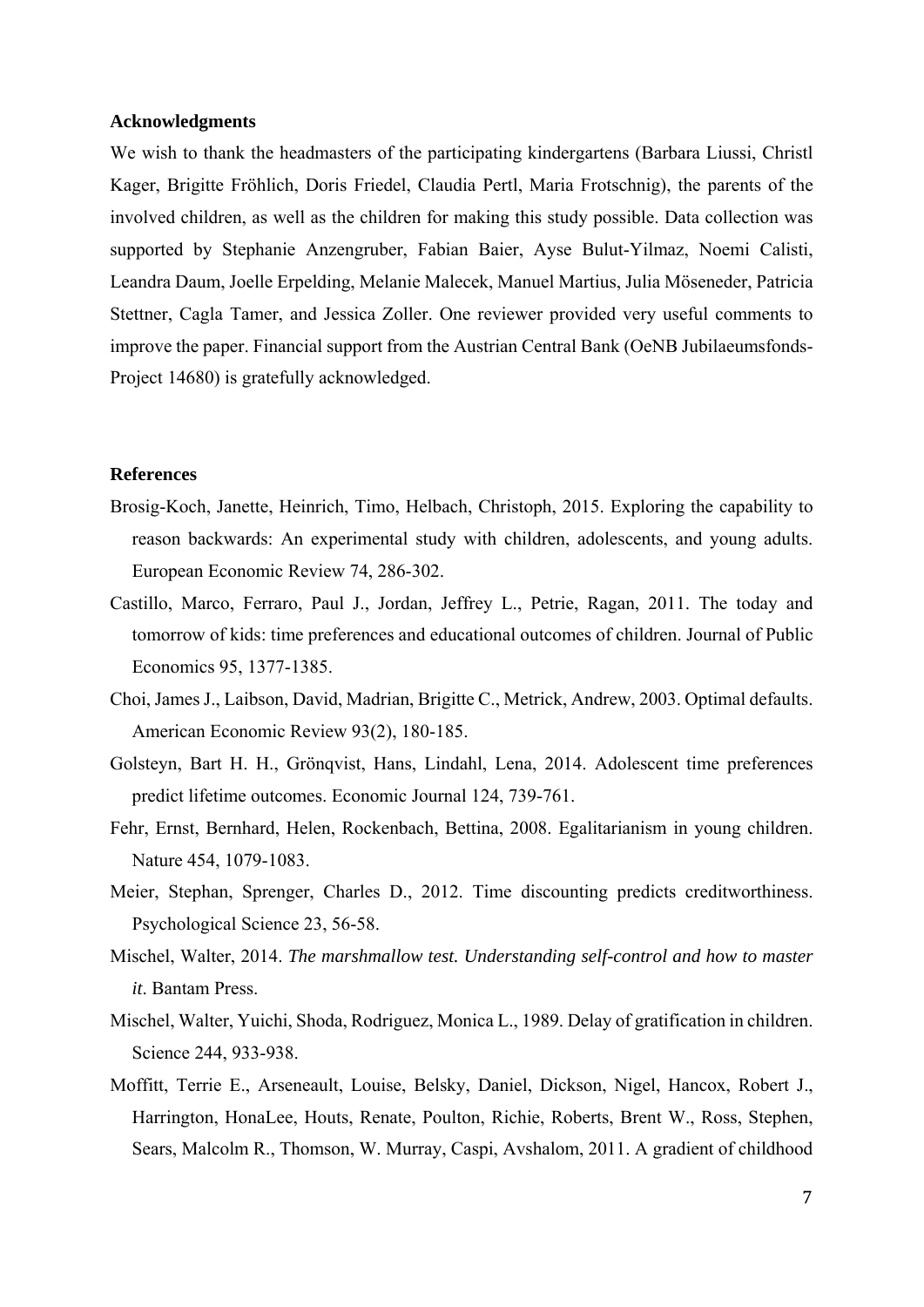**Acknowledgments**

We wish to thank the headmasters of the participating kindergartens (Barbara Liussi, Christl Kager, Brigitte Fröhlich, Doris Friedel, Claudia Pertl, Maria Frotschnig), the parents of the involved children, as well as the children for making this study possible. Data collection was supported by Stephanie Anzengruber, Fabian Baier, Ayse Bulut-Yilmaz, Noemi Calisti, Leandra Daum, Joelle Erpelding, Melanie Malecek, Manuel Martius, Julia Möseneder, Patricia Stettner, Cagla Tamer, and Jessica Zoller. One reviewer provided very useful comments to improve the paper. Financial support from the Austrian Central Bank (OeNB Jubilaeumsfonds-Project 14680) is gratefully acknowledged.

**References**

Brosig-Koch, Janette, Heinrich, Timo, Helbach, Christoph, 2015. Exploring the capability to reason backwards: An experimental study with children, adolescents, and young adults. European Economic Review 74, 286-302.

Castillo, Marco, Ferraro, Paul J., Jordan, Jeffrey L., Petrie, Ragan, 2011. The today and tomorrow of kids: time preferences and educational outcomes of children. Journal of Public Economics 95, 1377-1385.

Choi, James J., Laibson, David, Madrian, Brigitte C., Metrick, Andrew, 2003. Optimal defaults. American Economic Review 93(2), 180-185.

Golsteyn, Bart H. H., Grönqvist, Hans, Lindahl, Lena, 2014. Adolescent time preferences predict lifetime outcomes. Economic Journal 124, 739-761.

Fehr, Ernst, Bernhard, Helen, Rockenbach, Bettina, 2008. Egalitarianism in young children. Nature 454, 1079-1083.

Meier, Stephan, Sprenger, Charles D., 2012. Time discounting predicts creditworthiness. Psychological Science 23, 56-58.

Mischel, Walter, 2014. *The marshmallow test. Understanding self-control and how to master it*. Bantam Press.

Mischel, Walter, Yuichi, Shoda, Rodriguez, Monica L., 1989. Delay of gratification in children. Science 244, 933-938.

Moffitt, Terrie E., Arseneault, Louise, Belsky, Daniel, Dickson, Nigel, Hancox, Robert J., Harrington, HonaLee, Houts, Renate, Poulton, Richie, Roberts, Brent W., Ross, Stephen, Sears, Malcolm R., Thomson, W. Murray, Caspi, Avshalom, 2011. A gradient of childhood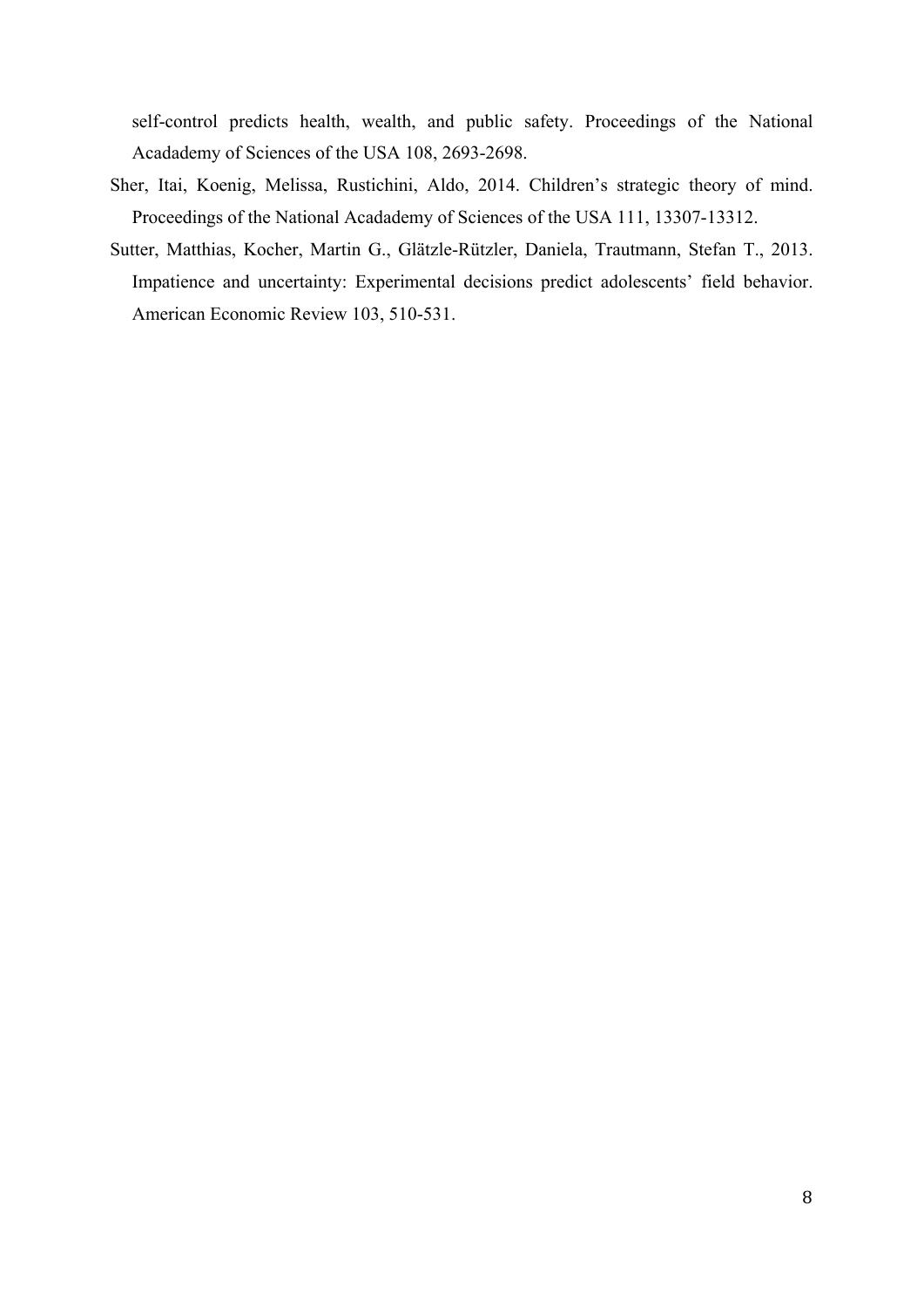self-control predicts health, wealth, and public safety. Proceedings of the National Acadademy of Sciences of the USA 108, 2693-2698.

Sher, Itai, Koenig, Melissa, Rustichini, Aldo, 2014. Children's strategic theory of mind. Proceedings of the National Acadademy of Sciences of the USA 111, 13307-13312.

Sutter, Matthias, Kocher, Martin G., Glätzle-Rützler, Daniela, Trautmann, Stefan T., 2013. Impatience and uncertainty: Experimental decisions predict adolescents' field behavior. American Economic Review 103, 510-531.